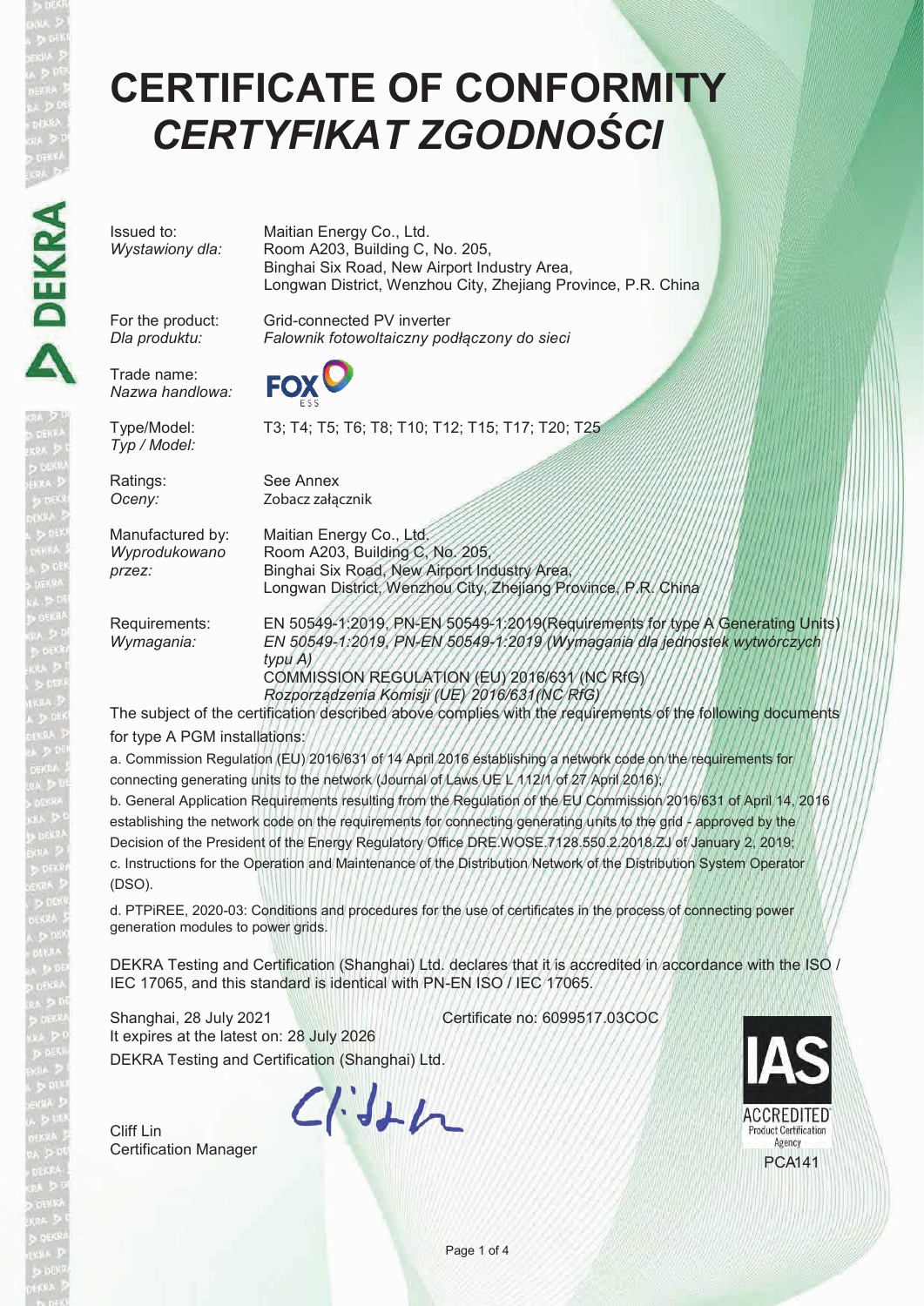# CERTIFICATE OF CONFORMITY
# *CERTYFIKAT ZGODNOŚCI*

| | |
|---|---|
| Issued to:<br>*Wystawiony dla:* | Maitian Energy Co., Ltd.<br>Room A203, Building C, No. 205,<br>Binghai Six Road, New Airport Industry Area,<br>Longwan District, Wenzhou City, Zhejiang Province, P.R. China |
| For the product:<br>*Dla produktu:* | Grid-connected PV inverter<br>*Falownik fotowoltaiczny podłączony do sieci* |
| Trade name:<br>*Nazwa handlowa:* | FOX ESS |
| Type/Model:<br>*Typ / Model:* | T3; T4; T5; T6; T8; T10; T12; T15; T17; T20; T25 |
| Ratings:<br>*Oceny:* | See Annex<br>Zobacz załącznik |
| Manufactured by:<br>*Wyprodukowano przez:* | Maitian Energy Co., Ltd.<br>Room A203, Building C, No. 205,<br>Binghai Six Road, New Airport Industry Area,<br>Longwan District, Wenzhou City, Zhejiang Province, P.R. China |
| Requirements:<br>*Wymagania:* | EN 50549-1:2019, PN-EN 50549-1:2019(Requirements for type A Generating Units)<br>*EN 50549-1:2019, PN-EN 50549-1:2019 (Wymagania dla jednostek wytwórczych typu A)*<br>COMMISSION REGULATION (EU) 2016/631 (NC RfG)<br>*Rozporządzenia Komisji (UE) 2016/631(NC RfG)* |

The subject of the certification described above complies with the requirements of the following documents for type A PGM installations:

a. Commission Regulation (EU) 2016/631 of 14 April 2016 establishing a network code on the requirements for connecting generating units to the network (Journal of Laws UE L 112/1 of 27 April 2016);

b. General Application Requirements resulting from the Regulation of the EU Commission 2016/631 of April 14, 2016 establishing the network code on the requirements for connecting generating units to the grid - approved by the Decision of the President of the Energy Regulatory Office DRE.WOSE.7128.550.2.2018.ZJ of January 2, 2019;

c. Instructions for the Operation and Maintenance of the Distribution Network of the Distribution System Operator (DSO).

d. PTPiREE, 2020-03: Conditions and procedures for the use of certificates in the process of connecting power generation modules to power grids.

DEKRA Testing and Certification (Shanghai) Ltd. declares that it is accredited in accordance with the ISO / IEC 17065, and this standard is identical with PN-EN ISO / IEC 17065.

Shanghai, 28 July 2021

Certificate no: 6099517.03COC

It expires at the latest on: 28 July 2026

DEKRA Testing and Certification (Shanghai) Ltd.

Cliff Lin
Certification Manager

IAS ACCREDITED Product Certification Agency
PCA141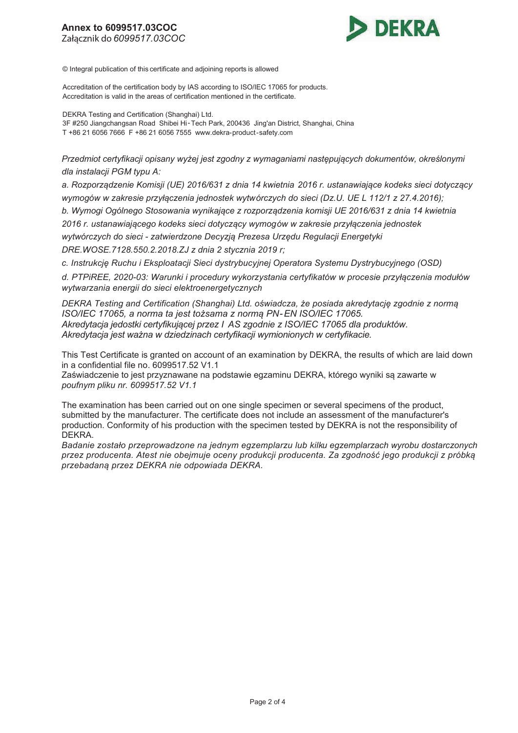**Annex to 6099517.03COC**
Załącznik do *6099517.03COC*

© Integral publication of this certificate and adjoining reports is allowed

Accreditation of the certification body by IAS according to ISO/IEC 17065 for products.
Accreditation is valid in the areas of certification mentioned in the certificate.

DEKRA Testing and Certification (Shanghai) Ltd.
3F #250 Jiangchangsan Road Shibei Hi-Tech Park, 200436 Jing'an District, Shanghai, China
T +86 21 6056 7666 F +86 21 6056 7555 www.dekra-product-safety.com

*Przedmiot certyfikacji opisany wyżej jest zgodny z wymaganiami następujących dokumentów, określonymi dla instalacji PGM typu A:*

*a. Rozporządzenie Komisji (UE) 2016/631 z dnia 14 kwietnia 2016 r. ustanawiające kodeks sieci dotyczący wymogów w zakresie przyłączenia jednostek wytwórczych do sieci (Dz.U. UE L 112/1 z 27.4.2016);*

*b. Wymogi Ogólnego Stosowania wynikające z rozporządzenia komisji UE 2016/631 z dnia 14 kwietnia 2016 r. ustanawiającego kodeks sieci dotyczący wymogów w zakresie przyłączenia jednostek wytwórczych do sieci - zatwierdzone Decyzją Prezesa Urzędu Regulacji Energetyki DRE.WOSE.7128.550.2.2018.ZJ z dnia 2 stycznia 2019 r;*

*c. Instrukcję Ruchu i Eksploatacji Sieci dystrybucyjnej Operatora Systemu Dystrybucyjnego (OSD)*

*d. PTPiREE, 2020-03: Warunki i procedury wykorzystania certyfikatów w procesie przyłączenia modułów wytwarzania energii do sieci elektroenergetycznych*

*DEKRA Testing and Certification (Shanghai) Ltd. oświadcza, że posiada akredytację zgodnie z normą ISO/IEC 17065, a norma ta jest tożsama z normą PN-EN ISO/IEC 17065.*
*Akredytacja jedostki certyfikującej przez I AS zgodnie z ISO/IEC 17065 dla produktów.*
*Akredytacja jest ważna w dziedzinach certyfikacji wymionionych w certyfikacie.*

This Test Certificate is granted on account of an examination by DEKRA, the results of which are laid down in a confidential file no. 6099517.52 V1.1
Zaświadczenie to jest przyznawane na podstawie egzaminu DEKRA, którego wyniki są zawarte w *poufnym pliku nr. 6099517.52 V1.1*

The examination has been carried out on one single specimen or several specimens of the product, submitted by the manufacturer. The certificate does not include an assessment of the manufacturer's production. Conformity of his production with the specimen tested by DEKRA is not the responsibility of DEKRA.
*Badanie zostało przeprowadzone na jednym egzemplarzu lub kilku egzemplarzach wyrobu dostarczonych przez producenta. Atest nie obejmuje oceny produkcji producenta. Za zgodność jego produkcji z próbką przebadaną przez DEKRA nie odpowiada DEKRA.*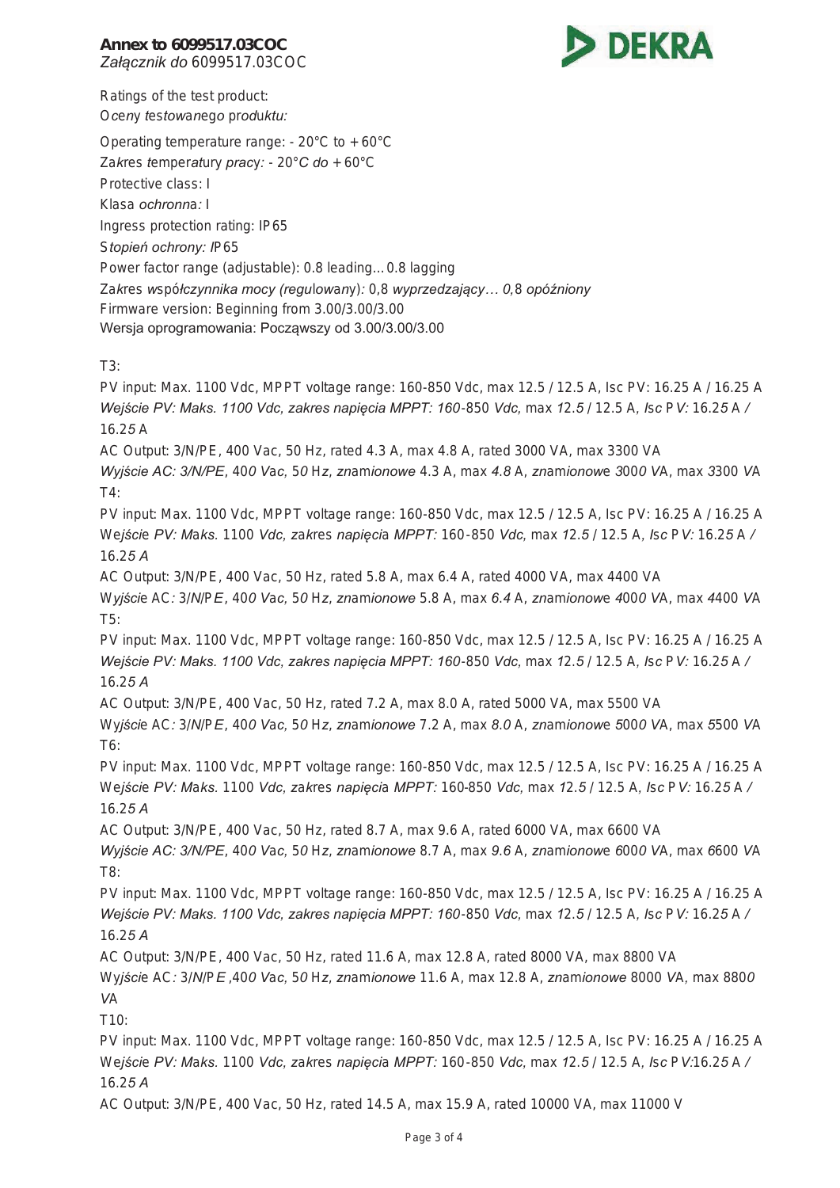**Annex to 6099517.03COC**
*Załącznik do* 6099517.03COC

Ratings of the test product:
*Oceny testowanego produktu:*

Operating temperature range: - 20°C to + 60°C
Zakres *temperatury pracy: - 20°C do* + 60°C
Protective class: I
Klasa *ochronna:* I
Ingress protection rating: IP65
*Stopień ochrony:* IP65
Power factor range (adjustable): 0.8 leading… 0.8 lagging
Zakres *współczynnika mocy (regulowany):* 0,8 *wyprzedzający… 0,*8 *opóźniony*
Firmware version: Beginning from 3.00/3.00/3.00
Wersja oprogramowania: Począwszy od 3.00/3.00/3.00

T3:
PV input: Max. 1100 Vdc, MPPT voltage range: 160-850 Vdc, max 12.5 / 12.5 A, Isc PV: 16.25 A / 16.25 A
*Wejście PV: Maks. 1100 Vdc, zakres napięcia MPPT: 160*-850 *Vdc,* max *12.5* / 12.5 A, *Isc PV:* 16.25 A / 16.25 A
AC Output: 3/N/PE, 400 Vac, 50 Hz, rated 4.3 A, max 4.8 A, rated 3000 VA, max 3300 VA
*Wyjście AC: 3/N/PE*, 400 *Vac,* 50 Hz, *znamionowe* 4.3 A, max *4.8* A, *znamionowe* 3000 VA, max 3300 VA
T4:
PV input: Max. 1100 Vdc, MPPT voltage range: 160-850 Vdc, max 12.5 / 12.5 A, Isc PV: 16.25 A / 16.25 A
Wejście *PV: Maks.* 1100 *Vdc,* zakres *napięcia MPPT:* 160-850 *Vdc,* max *12.5* / 12.5 A, *Isc PV:* 16.25 A / 16.25 A
AC Output: 3/N/PE, 400 Vac, 50 Hz, rated 5.8 A, max 6.4 A, rated 4000 VA, max 4400 VA
Wyjście AC*: 3/N/PE*, 400 *Vac,* 50 Hz, *znamionowe* 5.8 A, max *6.4* A, *znamionowe* 4000 VA, max 4400 VA
T5:
PV input: Max. 1100 Vdc, MPPT voltage range: 160-850 Vdc, max 12.5 / 12.5 A, Isc PV: 16.25 A / 16.25 A
*Wejście PV: Maks. 1100 Vdc, zakres napięcia MPPT: 160*-850 *Vdc,* max *12.5* / 12.5 A, *Isc PV:* 16.25 A / 16.25 A
AC Output: 3/N/PE, 400 Vac, 50 Hz, rated 7.2 A, max 8.0 A, rated 5000 VA, max 5500 VA
Wyjście AC*: 3/N/PE*, 400 *Vac,* 50 Hz, *znamionowe* 7.2 A, max *8.0* A, *znamionowe* 5000 VA, max 5500 VA
T6:
PV input: Max. 1100 Vdc, MPPT voltage range: 160-850 Vdc, max 12.5 / 12.5 A, Isc PV: 16.25 A / 16.25 A
Wejście *PV: Maks.* 1100 *Vdc,* zakres *napięcia MPPT:* 160-850 *Vdc,* max *12.5* / 12.5 A, *Isc PV:* 16.25 A / 16.25 A
AC Output: 3/N/PE, 400 Vac, 50 Hz, rated 8.7 A, max 9.6 A, rated 6000 VA, max 6600 VA
*Wyjście AC: 3/N/PE*, 400 *Vac,* 50 Hz, *znamionowe* 8.7 A, max *9.6* A, *znamionowe* 6000 VA, max 6600 VA
T8:
PV input: Max. 1100 Vdc, MPPT voltage range: 160-850 Vdc, max 12.5 / 12.5 A, Isc PV: 16.25 A / 16.25 A
*Wejście PV: Maks. 1100 Vdc, zakres napięcia MPPT: 160*-850 *Vdc,* max *12.5* / 12.5 A, *Isc PV:* 16.25 A / 16.25 A
AC Output: 3/N/PE, 400 Vac, 50 Hz, rated 11.6 A, max 12.8 A, rated 8000 VA, max 8800 VA
Wyjście AC*: 3/N/PE* ,400 *Vac,* 50 Hz, *znamionowe* 11.6 A, max 12.8 A, *znamionowe* 8000 VA, max 8800 VA
T10:
PV input: Max. 1100 Vdc, MPPT voltage range: 160-850 Vdc, max 12.5 / 12.5 A, Isc PV: 16.25 A / 16.25 A
Wejście *PV: Maks.* 1100 *Vdc,* zakres *napięcia MPPT:* 160-850 *Vdc,* max *12.5* / 12.5 A, *Isc PV:*16.25 A / 16.25 A
AC Output: 3/N/PE, 400 Vac, 50 Hz, rated 14.5 A, max 15.9 A, rated 10000 VA, max 11000 V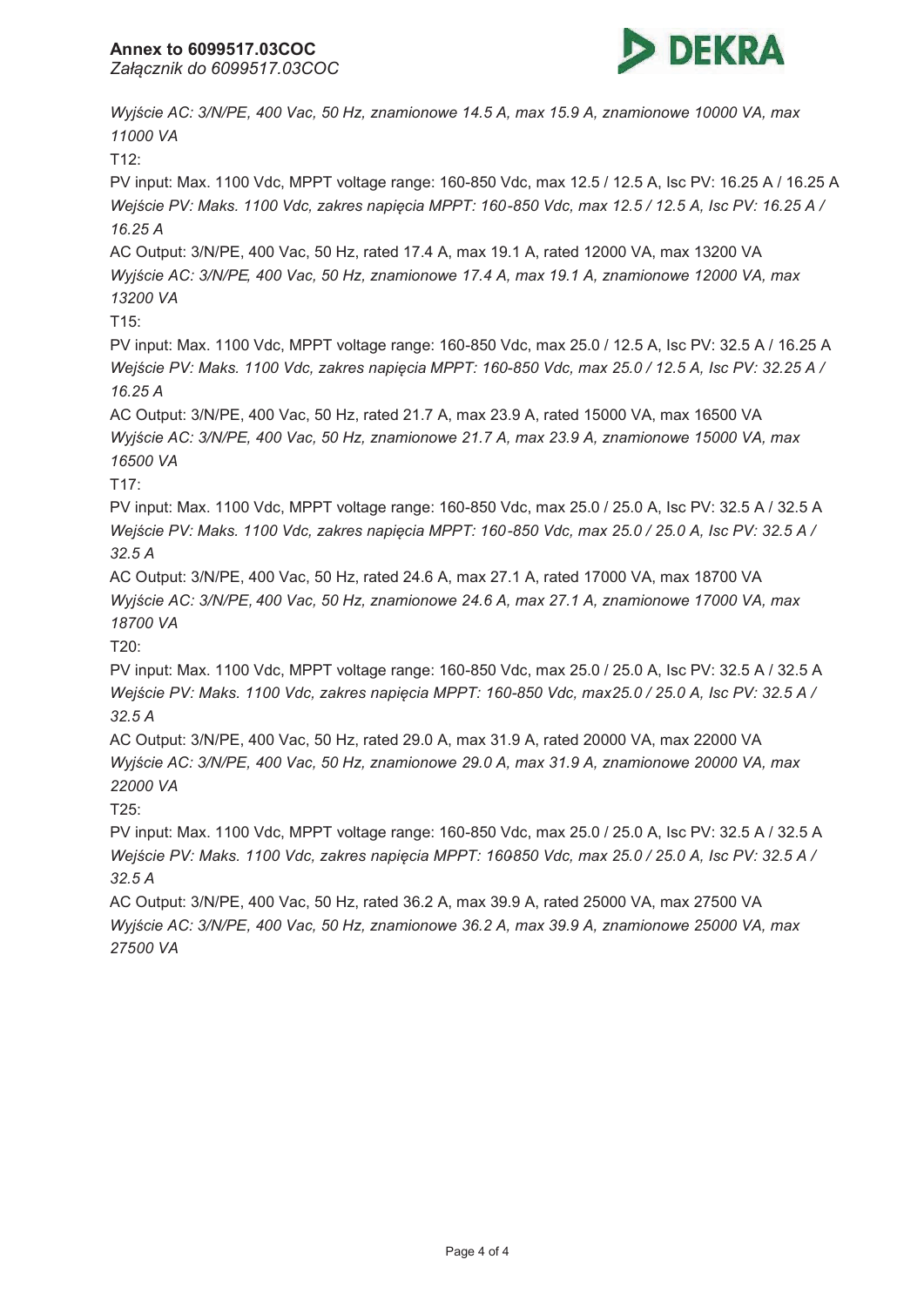*Wyjście AC: 3/N/PE, 400 Vac, 50 Hz, znamionowe 14.5 A, max 15.9 A, znamionowe 10000 VA, max 11000 VA*

T12:

PV input: Max. 1100 Vdc, MPPT voltage range: 160-850 Vdc, max 12.5 / 12.5 A, Isc PV: 16.25 A / 16.25 A

*Wejście PV: Maks. 1100 Vdc, zakres napięcia MPPT: 160-850 Vdc, max 12.5 / 12.5 A, Isc PV: 16.25 A / 16.25 A*

AC Output: 3/N/PE, 400 Vac, 50 Hz, rated 17.4 A, max 19.1 A, rated 12000 VA, max 13200 VA

*Wyjście AC: 3/N/PE, 400 Vac, 50 Hz, znamionowe 17.4 A, max 19.1 A, znamionowe 12000 VA, max 13200 VA*

T15:

PV input: Max. 1100 Vdc, MPPT voltage range: 160-850 Vdc, max 25.0 / 12.5 A, Isc PV: 32.5 A / 16.25 A

*Wejście PV: Maks. 1100 Vdc, zakres napięcia MPPT: 160-850 Vdc, max 25.0 / 12.5 A, Isc PV: 32.25 A / 16.25 A*

AC Output: 3/N/PE, 400 Vac, 50 Hz, rated 21.7 A, max 23.9 A, rated 15000 VA, max 16500 VA

*Wyjście AC: 3/N/PE, 400 Vac, 50 Hz, znamionowe 21.7 A, max 23.9 A, znamionowe 15000 VA, max 16500 VA*

T17:

PV input: Max. 1100 Vdc, MPPT voltage range: 160-850 Vdc, max 25.0 / 25.0 A, Isc PV: 32.5 A / 32.5 A

*Wejście PV: Maks. 1100 Vdc, zakres napięcia MPPT: 160-850 Vdc, max 25.0 / 25.0 A, Isc PV: 32.5 A / 32.5 A*

AC Output: 3/N/PE, 400 Vac, 50 Hz, rated 24.6 A, max 27.1 A, rated 17000 VA, max 18700 VA

*Wyjście AC: 3/N/PE, 400 Vac, 50 Hz, znamionowe 24.6 A, max 27.1 A, znamionowe 17000 VA, max 18700 VA*

T20:

PV input: Max. 1100 Vdc, MPPT voltage range: 160-850 Vdc, max 25.0 / 25.0 A, Isc PV: 32.5 A / 32.5 A

*Wejście PV: Maks. 1100 Vdc, zakres napięcia MPPT: 160-850 Vdc, max25.0 / 25.0 A, Isc PV: 32.5 A / 32.5 A*

AC Output: 3/N/PE, 400 Vac, 50 Hz, rated 29.0 A, max 31.9 A, rated 20000 VA, max 22000 VA

*Wyjście AC: 3/N/PE, 400 Vac, 50 Hz, znamionowe 29.0 A, max 31.9 A, znamionowe 20000 VA, max 22000 VA*

T25:

PV input: Max. 1100 Vdc, MPPT voltage range: 160-850 Vdc, max 25.0 / 25.0 A, Isc PV: 32.5 A / 32.5 A

*Wejście PV: Maks. 1100 Vdc, zakres napięcia MPPT: 160-850 Vdc, max 25.0 / 25.0 A, Isc PV: 32.5 A / 32.5 A*

AC Output: 3/N/PE, 400 Vac, 50 Hz, rated 36.2 A, max 39.9 A, rated 25000 VA, max 27500 VA

*Wyjście AC: 3/N/PE, 400 Vac, 50 Hz, znamionowe 36.2 A, max 39.9 A, znamionowe 25000 VA, max 27500 VA*